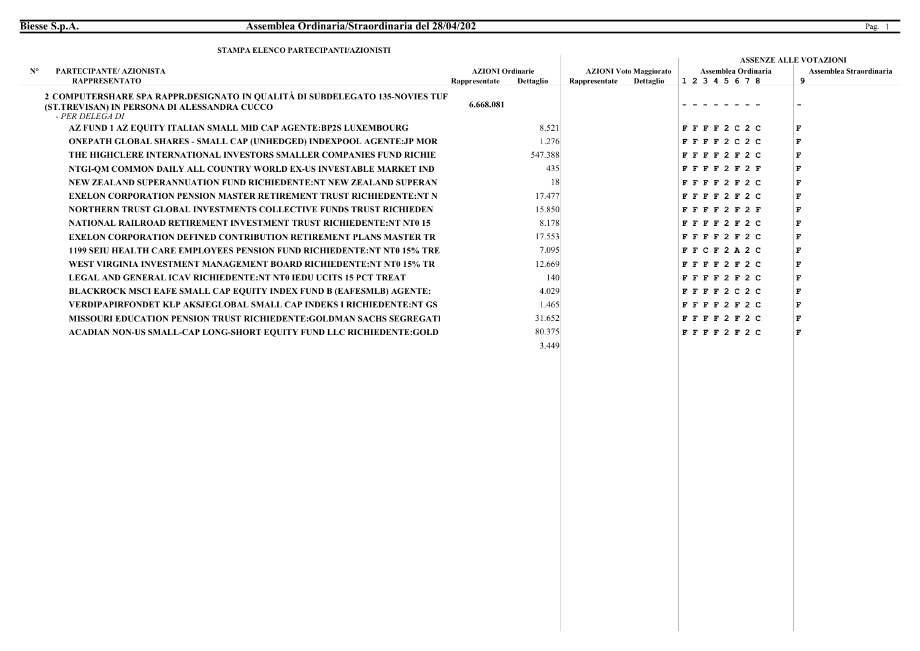**STAMPA ELENCO PARTECIPANTI/AZIONISTI**

| N° | PARTECIPANTE/ AZIONISTA RAPPRESENTATO | AZIONI Ordinarie Rappresentate | AZIONI Ordinarie Dettaglio | AZIONI Voto Maggiorato Rappresentate | AZIONI Voto Maggiorato Dettaglio | ASSENZE ALLE VOTAZIONI Assemblea Ordinaria 1 2 3 4 5 6 7 8 | ASSENZE ALLE VOTAZIONI Assemblea Straordinaria 9 |
|---|---|---|---|---|---|---|---|
| 2 | COMPUTERSHARE SPA RAPPR.DESIGNATO IN QUALITÀ DI SUBDELEGATO 135-NOVIES TUF (ST.TREVISAN) IN PERSONA DI ALESSANDRA CUCCO *- PER DELEGA DI* | 6.668.081 | | | | - - - - - - - - | - |
| | AZ FUND 1 AZ EQUITY ITALIAN SMALL MID CAP AGENTE:BP2S LUXEMBOURG | | 8.521 | | | F F F F 2 C 2 C | F |
| | ONEPATH GLOBAL SHARES - SMALL CAP (UNHEDGED) INDEXPOOL AGENTE:JP MOR | | 1.276 | | | F F F F 2 C 2 C | F |
| | THE HIGHCLERE INTERNATIONAL INVESTORS SMALLER COMPANIES FUND RICHIE | | 547.388 | | | F F F F 2 F 2 C | F |
| | NTGI-QM COMMON DAILY ALL COUNTRY WORLD EX-US INVESTABLE MARKET IND | | 435 | | | F F F F 2 F 2 F | F |
| | NEW ZEALAND SUPERANNUATION FUND RICHIEDENTE:NT NEW ZEALAND SUPERAN | | 18 | | | F F F F 2 F 2 C | F |
| | EXELON CORPORATION PENSION MASTER RETIREMENT TRUST RICHIEDENTE:NT N | | 17.477 | | | F F F F 2 F 2 C | F |
| | NORTHERN TRUST GLOBAL INVESTMENTS COLLECTIVE FUNDS TRUST RICHIEDEN | | 15.850 | | | F F F F 2 F 2 F | F |
| | NATIONAL RAILROAD RETIREMENT INVESTMENT TRUST RICHIEDENTE:NT NT0 15 | | 8.178 | | | F F F F 2 F 2 C | F |
| | EXELON CORPORATION DEFINED CONTRIBUTION RETIREMENT PLANS MASTER TR | | 17.553 | | | F F F F 2 F 2 C | F |
| | 1199 SEIU HEALTH CARE EMPLOYEES PENSION FUND RICHIEDENTE:NT NT0 15% TRE | | 7.095 | | | F F C F 2 A 2 C | F |
| | WEST VIRGINIA INVESTMENT MANAGEMENT BOARD RICHIEDENTE:NT NT0 15% TR | | 12.669 | | | F F F F 2 F 2 C | F |
| | LEGAL AND GENERAL ICAV RICHIEDENTE:NT NT0 IEDU UCITS 15 PCT TREAT | | 140 | | | F F F F 2 F 2 C | F |
| | BLACKROCK MSCI EAFE SMALL CAP EQUITY INDEX FUND B (EAFESMLB) AGENTE: | | 4.029 | | | F F F F 2 C 2 C | F |
| | VERDIPAPIRFONDET KLP AKSJEGLOBAL SMALL CAP INDEKS I RICHIEDENTE:NT GS | | 1.465 | | | F F F F 2 F 2 C | F |
| | MISSOURI EDUCATION PENSION TRUST RICHIEDENTE:GOLDMAN SACHS SEGREGATI | | 31.652 | | | F F F F 2 F 2 C | F |
| | ACADIAN NON-US SMALL-CAP LONG-SHORT EQUITY FUND LLC RICHIEDENTE:GOLD | | 80.375 | | | F F F F 2 F 2 C | F |
| | | | 3.449 | | | | |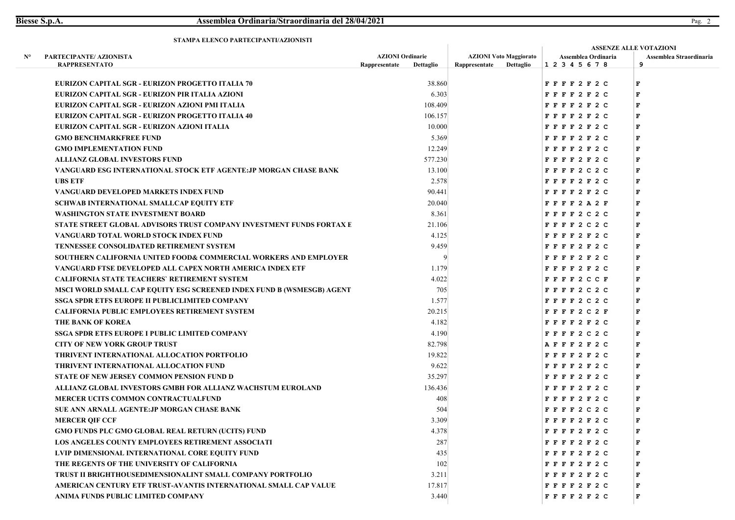**STAMPA ELENCO PARTECIPANTI/AZIONISTI**

| N° | PARTECIPANTE/ AZIONISTA RAPPRESENTATO | AZIONI Ordinarie Rappresentate | AZIONI Ordinarie Dettaglio | AZIONI Voto Maggiorato Rappresentate | AZIONI Voto Maggiorato Dettaglio | ASSENZE ALLE VOTAZIONI Assemblea Ordinaria 1 2 3 4 5 6 7 8 | ASSENZE ALLE VOTAZIONI Assemblea Straordinaria 9 |
|---|---|---|---|---|---|---|---|
| | EURIZON CAPITAL SGR - EURIZON PROGETTO ITALIA 70 | | 38.860 | | | F F F F 2 F 2 C | F |
| | EURIZON CAPITAL SGR - EURIZON PIR ITALIA AZIONI | | 6.303 | | | F F F F 2 F 2 C | F |
| | EURIZON CAPITAL SGR - EURIZON AZIONI PMI ITALIA | | 108.409 | | | F F F F 2 F 2 C | F |
| | EURIZON CAPITAL SGR - EURIZON PROGETTO ITALIA 40 | | 106.157 | | | F F F F 2 F 2 C | F |
| | EURIZON CAPITAL SGR - EURIZON AZIONI ITALIA | | 10.000 | | | F F F F 2 F 2 C | F |
| | GMO BENCHMARKFREE FUND | | 5.369 | | | F F F F 2 F 2 C | F |
| | GMO IMPLEMENTATION FUND | | 12.249 | | | F F F F 2 F 2 C | F |
| | ALLIANZ GLOBAL INVESTORS FUND | | 577.230 | | | F F F F 2 F 2 C | F |
| | VANGUARD ESG INTERNATIONAL STOCK ETF AGENTE:JP MORGAN CHASE BANK | | 13.100 | | | F F F F 2 C 2 C | F |
| | UBS ETF | | 2.578 | | | F F F F 2 F 2 C | F |
| | VANGUARD DEVELOPED MARKETS INDEX FUND | | 90.441 | | | F F F F 2 F 2 C | F |
| | SCHWAB INTERNATIONAL SMALLCAP EQUITY ETF | | 20.040 | | | F F F F 2 A 2 F | F |
| | WASHINGTON STATE INVESTMENT BOARD | | 8.361 | | | F F F F 2 C 2 C | F |
| | STATE STREET GLOBAL ADVISORS TRUST COMPANY INVESTMENT FUNDS FORTAX E | | 21.106 | | | F F F F 2 C 2 C | F |
| | VANGUARD TOTAL WORLD STOCK INDEX FUND | | 4.125 | | | F F F F 2 F 2 C | F |
| | TENNESSEE CONSOLIDATED RETIREMENT SYSTEM | | 9.459 | | | F F F F 2 F 2 C | F |
| | SOUTHERN CALIFORNIA UNITED FOOD& COMMERCIAL WORKERS AND EMPLOYER | | 9 | | | F F F F 2 F 2 C | F |
| | VANGUARD FTSE DEVELOPED ALL CAPEX NORTH AMERICA INDEX ETF | | 1.179 | | | F F F F 2 F 2 C | F |
| | CALIFORNIA STATE TEACHERS` RETIREMENT SYSTEM | | 4.022 | | | F F F F 2 C C F | F |
| | MSCI WORLD SMALL CAP EQUITY ESG SCREENED INDEX FUND B (WSMESGB) AGENT | | 705 | | | F F F F 2 C 2 C | F |
| | SSGA SPDR ETFS EUROPE II PUBLICLIMITED COMPANY | | 1.577 | | | F F F F 2 C 2 C | F |
| | CALIFORNIA PUBLIC EMPLOYEES RETIREMENT SYSTEM | | 20.215 | | | F F F F 2 C 2 F | F |
| | THE BANK OF KOREA | | 4.182 | | | F F F F 2 F 2 C | F |
| | SSGA SPDR ETFS EUROPE I PUBLIC LIMITED COMPANY | | 4.190 | | | F F F F 2 C 2 C | F |
| | CITY OF NEW YORK GROUP TRUST | | 82.798 | | | A F F F 2 F 2 C | F |
| | THRIVENT INTERNATIONAL ALLOCATION PORTFOLIO | | 19.822 | | | F F F F 2 F 2 C | F |
| | THRIVENT INTERNATIONAL ALLOCATION FUND | | 9.622 | | | F F F F 2 F 2 C | F |
| | STATE OF NEW JERSEY COMMON PENSION FUND D | | 35.297 | | | F F F F 2 F 2 C | F |
| | ALLIANZ GLOBAL INVESTORS GMBH FOR ALLIANZ WACHSTUM EUROLAND | | 136.436 | | | F F F F 2 F 2 C | F |
| | MERCER UCITS COMMON CONTRACTUALFUND | | 408 | | | F F F F 2 F 2 C | F |
| | SUE ANN ARNALL AGENTE:JP MORGAN CHASE BANK | | 504 | | | F F F F 2 C 2 C | F |
| | MERCER QIF CCF | | 3.309 | | | F F F F 2 F 2 C | F |
| | GMO FUNDS PLC GMO GLOBAL REAL RETURN (UCITS) FUND | | 4.378 | | | F F F F 2 F 2 C | F |
| | LOS ANGELES COUNTY EMPLOYEES RETIREMENT ASSOCIATI | | 287 | | | F F F F 2 F 2 C | F |
| | LVIP DIMENSIONAL INTERNATIONAL CORE EQUITY FUND | | 435 | | | F F F F 2 F 2 C | F |
| | THE REGENTS OF THE UNIVERSITY OF CALIFORNIA | | 102 | | | F F F F 2 F 2 C | F |
| | TRUST II BRIGHTHOUSEDIMENSIONALINT SMALL COMPANY PORTFOLIO | | 3.211 | | | F F F F 2 F 2 C | F |
| | AMERICAN CENTURY ETF TRUST-AVANTIS INTERNATIONAL SMALL CAP VALUE | | 17.817 | | | F F F F 2 F 2 C | F |
| | ANIMA FUNDS PUBLIC LIMITED COMPANY | | 3.440 | | | F F F F 2 F 2 C | F |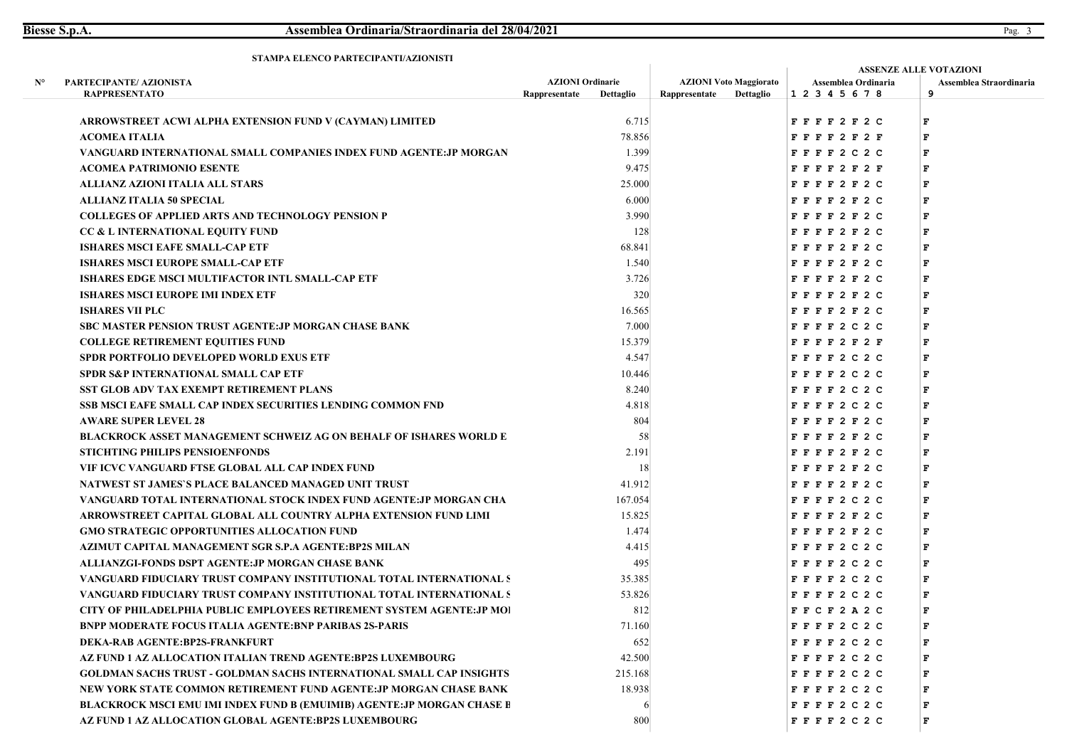## STAMPA ELENCO PARTECIPANTI/AZIONISTI

| N° | PARTECIPANTE/ AZIONISTA RAPPRESENTATO | AZIONI Ordinarie Rappresentate | AZIONI Ordinarie Dettaglio | AZIONI Voto Maggiorato Rappresentate | AZIONI Voto Maggiorato Dettaglio | ASSENZE ALLE VOTAZIONI Assemblea Ordinaria 1 2 3 4 5 6 7 8 | ASSENZE ALLE VOTAZIONI Assemblea Straordinaria 9 |
|---|---|---|---|---|---|---|---|
| | ARROWSTREET ACWI ALPHA EXTENSION FUND V (CAYMAN) LIMITED | | 6.715 | | | F F F F 2 F 2 C | F |
| | ACOMEA ITALIA | | 78.856 | | | F F F F 2 F 2 F | F |
| | VANGUARD INTERNATIONAL SMALL COMPANIES INDEX FUND AGENTE:JP MORGAN | | 1.399 | | | F F F F 2 C 2 C | F |
| | ACOMEA PATRIMONIO ESENTE | | 9.475 | | | F F F F 2 F 2 F | F |
| | ALLIANZ AZIONI ITALIA ALL STARS | | 25.000 | | | F F F F 2 F 2 C | F |
| | ALLIANZ ITALIA 50 SPECIAL | | 6.000 | | | F F F F 2 F 2 C | F |
| | COLLEGES OF APPLIED ARTS AND TECHNOLOGY PENSION P | | 3.990 | | | F F F F 2 F 2 C | F |
| | CC & L INTERNATIONAL EQUITY FUND | | 128 | | | F F F F 2 F 2 C | F |
| | ISHARES MSCI EAFE SMALL-CAP ETF | | 68.841 | | | F F F F 2 F 2 C | F |
| | ISHARES MSCI EUROPE SMALL-CAP ETF | | 1.540 | | | F F F F 2 F 2 C | F |
| | ISHARES EDGE MSCI MULTIFACTOR INTL SMALL-CAP ETF | | 3.726 | | | F F F F 2 F 2 C | F |
| | ISHARES MSCI EUROPE IMI INDEX ETF | | 320 | | | F F F F 2 F 2 C | F |
| | ISHARES VII PLC | | 16.565 | | | F F F F 2 F 2 C | F |
| | SBC MASTER PENSION TRUST AGENTE:JP MORGAN CHASE BANK | | 7.000 | | | F F F F 2 C 2 C | F |
| | COLLEGE RETIREMENT EQUITIES FUND | | 15.379 | | | F F F F 2 F 2 F | F |
| | SPDR PORTFOLIO DEVELOPED WORLD EXUS ETF | | 4.547 | | | F F F F 2 C 2 C | F |
| | SPDR S&P INTERNATIONAL SMALL CAP ETF | | 10.446 | | | F F F F 2 C 2 C | F |
| | SST GLOB ADV TAX EXEMPT RETIREMENT PLANS | | 8.240 | | | F F F F 2 C 2 C | F |
| | SSB MSCI EAFE SMALL CAP INDEX SECURITIES LENDING COMMON FND | | 4.818 | | | F F F F 2 C 2 C | F |
| | AWARE SUPER LEVEL 28 | | 804 | | | F F F F 2 F 2 C | F |
| | BLACKROCK ASSET MANAGEMENT SCHWEIZ AG ON BEHALF OF ISHARES WORLD E | | 58 | | | F F F F 2 F 2 C | F |
| | STICHTING PHILIPS PENSIOENFONDS | | 2.191 | | | F F F F 2 F 2 C | F |
| | VIF ICVC VANGUARD FTSE GLOBAL ALL CAP INDEX FUND | | 18 | | | F F F F 2 F 2 C | F |
| | NATWEST ST JAMES`S PLACE BALANCED MANAGED UNIT TRUST | | 41.912 | | | F F F F 2 F 2 C | F |
| | VANGUARD TOTAL INTERNATIONAL STOCK INDEX FUND AGENTE:JP MORGAN CHA | | 167.054 | | | F F F F 2 C 2 C | F |
| | ARROWSTREET CAPITAL GLOBAL ALL COUNTRY ALPHA EXTENSION FUND LIMI | | 15.825 | | | F F F F 2 F 2 C | F |
| | GMO STRATEGIC OPPORTUNITIES ALLOCATION FUND | | 1.474 | | | F F F F 2 F 2 C | F |
| | AZIMUT CAPITAL MANAGEMENT SGR S.P.A AGENTE:BP2S MILAN | | 4.415 | | | F F F F 2 C 2 C | F |
| | ALLIANZGI-FONDS DSPT AGENTE:JP MORGAN CHASE BANK | | 495 | | | F F F F 2 C 2 C | F |
| | VANGUARD FIDUCIARY TRUST COMPANY INSTITUTIONAL TOTAL INTERNATIONAL S | | 35.385 | | | F F F F 2 C 2 C | F |
| | VANGUARD FIDUCIARY TRUST COMPANY INSTITUTIONAL TOTAL INTERNATIONAL S | | 53.826 | | | F F F F 2 C 2 C | F |
| | CITY OF PHILADELPHIA PUBLIC EMPLOYEES RETIREMENT SYSTEM AGENTE:JP MOI | | 812 | | | F F C F 2 A 2 C | F |
| | BNPP MODERATE FOCUS ITALIA AGENTE:BNP PARIBAS 2S-PARIS | | 71.160 | | | F F F F 2 C 2 C | F |
| | DEKA-RAB AGENTE:BP2S-FRANKFURT | | 652 | | | F F F F 2 C 2 C | F |
| | AZ FUND 1 AZ ALLOCATION ITALIAN TREND AGENTE:BP2S LUXEMBOURG | | 42.500 | | | F F F F 2 C 2 C | F |
| | GOLDMAN SACHS TRUST - GOLDMAN SACHS INTERNATIONAL SMALL CAP INSIGHTS | | 215.168 | | | F F F F 2 C 2 C | F |
| | NEW YORK STATE COMMON RETIREMENT FUND AGENTE:JP MORGAN CHASE BANK | | 18.938 | | | F F F F 2 C 2 C | F |
| | BLACKROCK MSCI EMU IMI INDEX FUND B (EMUIMIB) AGENTE:JP MORGAN CHASE E | | 6 | | | F F F F 2 C 2 C | F |
| | AZ FUND 1 AZ ALLOCATION GLOBAL AGENTE:BP2S LUXEMBOURG | | 800 | | | F F F F 2 C 2 C | F |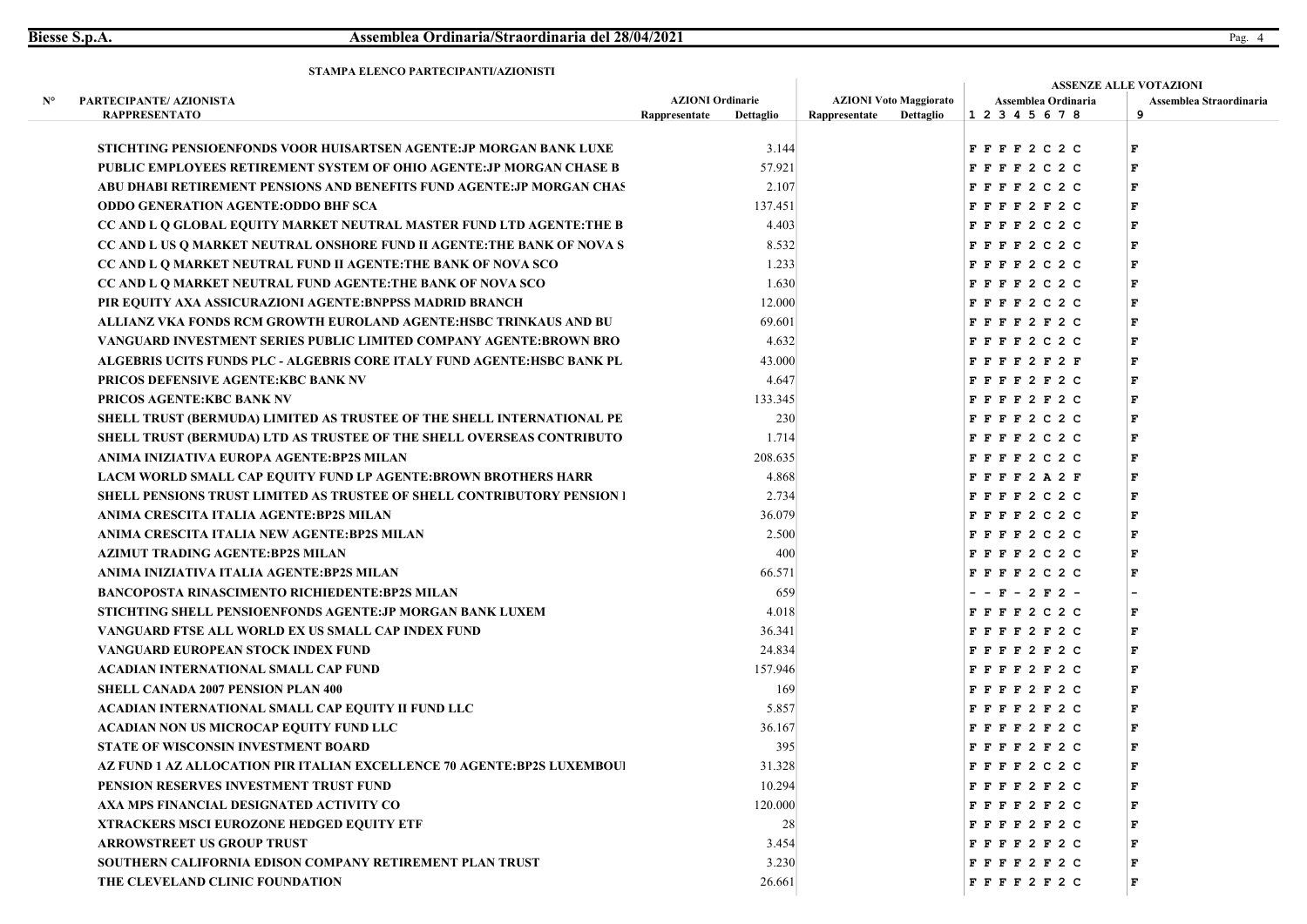**STAMPA ELENCO PARTECIPANTI/AZIONISTI**

| N° | PARTECIPANTE/ AZIONISTA RAPPRESENTATO | AZIONI Ordinarie Rappresentate | AZIONI Ordinarie Dettaglio | AZIONI Voto Maggiorato Rappresentate | AZIONI Voto Maggiorato Dettaglio | ASSENZE ALLE VOTAZIONI Assemblea Ordinaria 1 2 3 4 5 6 7 8 | ASSENZE ALLE VOTAZIONI Assemblea Straordinaria 9 |
|---|---|---|---|---|---|---|---|
| | STICHTING PENSIOENFONDS VOOR HUISARTSEN AGENTE:JP MORGAN BANK LUXE | | 3.144 | | | F F F F 2 C 2 C | F |
| | PUBLIC EMPLOYEES RETIREMENT SYSTEM OF OHIO AGENTE:JP MORGAN CHASE B | | 57.921 | | | F F F F 2 C 2 C | F |
| | ABU DHABI RETIREMENT PENSIONS AND BENEFITS FUND AGENTE:JP MORGAN CHAS | | 2.107 | | | F F F F 2 C 2 C | F |
| | ODDO GENERATION AGENTE:ODDO BHF SCA | | 137.451 | | | F F F F 2 F 2 C | F |
| | CC AND L Q GLOBAL EQUITY MARKET NEUTRAL MASTER FUND LTD AGENTE:THE B | | 4.403 | | | F F F F 2 C 2 C | F |
| | CC AND L US Q MARKET NEUTRAL ONSHORE FUND II AGENTE:THE BANK OF NOVA S | | 8.532 | | | F F F F 2 C 2 C | F |
| | CC AND L Q MARKET NEUTRAL FUND II AGENTE:THE BANK OF NOVA SCO | | 1.233 | | | F F F F 2 C 2 C | F |
| | CC AND L Q MARKET NEUTRAL FUND AGENTE:THE BANK OF NOVA SCO | | 1.630 | | | F F F F 2 C 2 C | F |
| | PIR EQUITY AXA ASSICURAZIONI AGENTE:BNPPSS MADRID BRANCH | | 12.000 | | | F F F F 2 C 2 C | F |
| | ALLIANZ VKA FONDS RCM GROWTH EUROLAND AGENTE:HSBC TRINKAUS AND BU | | 69.601 | | | F F F F 2 F 2 C | F |
| | VANGUARD INVESTMENT SERIES PUBLIC LIMITED COMPANY AGENTE:BROWN BRO | | 4.632 | | | F F F F 2 C 2 C | F |
| | ALGEBRIS UCITS FUNDS PLC - ALGEBRIS CORE ITALY FUND AGENTE:HSBC BANK PL | | 43.000 | | | F F F F 2 F 2 F | F |
| | PRICOS DEFENSIVE AGENTE:KBC BANK NV | | 4.647 | | | F F F F 2 F 2 C | F |
| | PRICOS AGENTE:KBC BANK NV | | 133.345 | | | F F F F 2 F 2 C | F |
| | SHELL TRUST (BERMUDA) LIMITED AS TRUSTEE OF THE SHELL INTERNATIONAL PE | | 230 | | | F F F F 2 C 2 C | F |
| | SHELL TRUST (BERMUDA) LTD AS TRUSTEE OF THE SHELL OVERSEAS CONTRIBUTO | | 1.714 | | | F F F F 2 C 2 C | F |
| | ANIMA INIZIATIVA EUROPA AGENTE:BP2S MILAN | | 208.635 | | | F F F F 2 C 2 C | F |
| | LACM WORLD SMALL CAP EQUITY FUND LP AGENTE:BROWN BROTHERS HARR | | 4.868 | | | F F F F 2 A 2 F | F |
| | SHELL PENSIONS TRUST LIMITED AS TRUSTEE OF SHELL CONTRIBUTORY PENSION I | | 2.734 | | | F F F F 2 C 2 C | F |
| | ANIMA CRESCITA ITALIA AGENTE:BP2S MILAN | | 36.079 | | | F F F F 2 C 2 C | F |
| | ANIMA CRESCITA ITALIA NEW AGENTE:BP2S MILAN | | 2.500 | | | F F F F 2 C 2 C | F |
| | AZIMUT TRADING AGENTE:BP2S MILAN | | 400 | | | F F F F 2 C 2 C | F |
| | ANIMA INIZIATIVA ITALIA AGENTE:BP2S MILAN | | 66.571 | | | F F F F 2 C 2 C | F |
| | BANCOPOSTA RINASCIMENTO RICHIEDENTE:BP2S MILAN | | 659 | | | - - F - 2 F 2 - | - |
| | STICHTING SHELL PENSIOENFONDS AGENTE:JP MORGAN BANK LUXEM | | 4.018 | | | F F F F 2 C 2 C | F |
| | VANGUARD FTSE ALL WORLD EX US SMALL CAP INDEX FUND | | 36.341 | | | F F F F 2 F 2 C | F |
| | VANGUARD EUROPEAN STOCK INDEX FUND | | 24.834 | | | F F F F 2 F 2 C | F |
| | ACADIAN INTERNATIONAL SMALL CAP FUND | | 157.946 | | | F F F F 2 F 2 C | F |
| | SHELL CANADA 2007 PENSION PLAN 400 | | 169 | | | F F F F 2 F 2 C | F |
| | ACADIAN INTERNATIONAL SMALL CAP EQUITY II FUND LLC | | 5.857 | | | F F F F 2 F 2 C | F |
| | ACADIAN NON US MICROCAP EQUITY FUND LLC | | 36.167 | | | F F F F 2 F 2 C | F |
| | STATE OF WISCONSIN INVESTMENT BOARD | | 395 | | | F F F F 2 F 2 C | F |
| | AZ FUND 1 AZ ALLOCATION PIR ITALIAN EXCELLENCE 70 AGENTE:BP2S LUXEMBOUI | | 31.328 | | | F F F F 2 C 2 C | F |
| | PENSION RESERVES INVESTMENT TRUST FUND | | 10.294 | | | F F F F 2 F 2 C | F |
| | AXA MPS FINANCIAL DESIGNATED ACTIVITY CO | | 120.000 | | | F F F F 2 F 2 C | F |
| | XTRACKERS MSCI EUROZONE HEDGED EQUITY ETF | | 28 | | | F F F F 2 F 2 C | F |
| | ARROWSTREET US GROUP TRUST | | 3.454 | | | F F F F 2 F 2 C | F |
| | SOUTHERN CALIFORNIA EDISON COMPANY RETIREMENT PLAN TRUST | | 3.230 | | | F F F F 2 F 2 C | F |
| | THE CLEVELAND CLINIC FOUNDATION | | 26.661 | | | F F F F 2 F 2 C | F |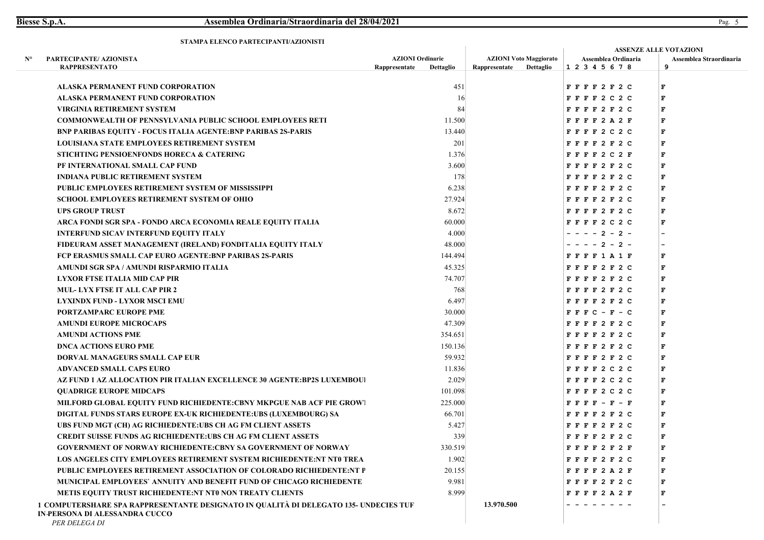**STAMPA ELENCO PARTECIPANTI/AZIONISTI**

| N° | PARTECIPANTE/ AZIONISTA RAPPRESENTATO | AZIONI Ordinarie Rappresentate | AZIONI Ordinarie Dettaglio | AZIONI Voto Maggiorato Rappresentate | AZIONI Voto Maggiorato Dettaglio | ASSENZE ALLE VOTAZIONI Assemblea Ordinaria 1 2 3 4 5 6 7 8 | ASSENZE ALLE VOTAZIONI Assemblea Straordinaria 9 |
|---|---|---|---|---|---|---|---|
| | ALASKA PERMANENT FUND CORPORATION | | 451 | | | F F F F 2 F 2 C | F |
| | ALASKA PERMANENT FUND CORPORATION | | 16 | | | F F F F 2 C 2 C | F |
| | VIRGINIA RETIREMENT SYSTEM | | 84 | | | F F F F 2 F 2 C | F |
| | COMMONWEALTH OF PENNSYLVANIA PUBLIC SCHOOL EMPLOYEES RETI | | 11.500 | | | F F F F 2 A 2 F | F |
| | BNP PARIBAS EQUITY - FOCUS ITALIA AGENTE:BNP PARIBAS 2S-PARIS | | 13.440 | | | F F F F 2 C 2 C | F |
| | LOUISIANA STATE EMPLOYEES RETIREMENT SYSTEM | | 201 | | | F F F F 2 F 2 C | F |
| | STICHTING PENSIOENFONDS HORECA & CATERING | | 1.376 | | | F F F F 2 C 2 F | F |
| | PF INTERNATIONAL SMALL CAP FUND | | 3.600 | | | F F F F 2 F 2 C | F |
| | INDIANA PUBLIC RETIREMENT SYSTEM | | 178 | | | F F F F 2 F 2 C | F |
| | PUBLIC EMPLOYEES RETIREMENT SYSTEM OF MISSISSIPPI | | 6.238 | | | F F F F 2 F 2 C | F |
| | SCHOOL EMPLOYEES RETIREMENT SYSTEM OF OHIO | | 27.924 | | | F F F F 2 F 2 C | F |
| | UPS GROUP TRUST | | 8.672 | | | F F F F 2 F 2 C | F |
| | ARCA FONDI SGR SPA - FONDO ARCA ECONOMIA REALE EQUITY ITALIA | | 60.000 | | | F F F F 2 C 2 C | F |
| | INTERFUND SICAV INTERFUND EQUITY ITALY | | 4.000 | | | - - - - 2 - 2 - | - |
| | FIDEURAM ASSET MANAGEMENT (IRELAND) FONDITALIA EQUITY ITALY | | 48.000 | | | - - - - 2 - 2 - | - |
| | FCP ERASMUS SMALL CAP EURO AGENTE:BNP PARIBAS 2S-PARIS | | 144.494 | | | F F F F 1 A 1 F | F |
| | AMUNDI SGR SPA / AMUNDI RISPARMIO ITALIA | | 45.325 | | | F F F F 2 F 2 C | F |
| | LYXOR FTSE ITALIA MID CAP PIR | | 74.707 | | | F F F F 2 F 2 C | F |
| | MUL- LYX FTSE IT ALL CAP PIR 2 | | 768 | | | F F F F 2 F 2 C | F |
| | LYXINDX FUND - LYXOR MSCI EMU | | 6.497 | | | F F F F 2 F 2 C | F |
| | PORTZAMPARC EUROPE PME | | 30.000 | | | F F F C - F - C | F |
| | AMUNDI EUROPE MICROCAPS | | 47.309 | | | F F F F 2 F 2 C | F |
| | AMUNDI ACTIONS PME | | 354.651 | | | F F F F 2 F 2 C | F |
| | DNCA ACTIONS EURO PME | | 150.136 | | | F F F F 2 F 2 C | F |
| | DORVAL MANAGEURS SMALL CAP EUR | | 59.932 | | | F F F F 2 F 2 C | F |
| | ADVANCED SMALL CAPS EURO | | 11.836 | | | F F F F 2 C 2 C | F |
| | AZ FUND 1 AZ ALLOCATION PIR ITALIAN EXCELLENCE 30 AGENTE:BP2S LUXEMBOUI | | 2.029 | | | F F F F 2 C 2 C | F |
| | QUADRIGE EUROPE MIDCAPS | | 101.098 | | | F F F F 2 C 2 C | F |
| | MILFORD GLOBAL EQUITY FUND RICHIEDENTE:CBNY MKPGUE NAB ACF PIE GROWT | | 225.000 | | | F F F F - F - F | F |
| | DIGITAL FUNDS STARS EUROPE EX-UK RICHIEDENTE:UBS (LUXEMBOURG) SA | | 66.701 | | | F F F F 2 F 2 C | F |
| | UBS FUND MGT (CH) AG RICHIEDENTE:UBS CH AG FM CLIENT ASSETS | | 5.427 | | | F F F F 2 F 2 C | F |
| | CREDIT SUISSE FUNDS AG RICHIEDENTE:UBS CH AG FM CLIENT ASSETS | | 339 | | | F F F F 2 F 2 C | F |
| | GOVERNMENT OF NORWAY RICHIEDENTE:CBNY SA GOVERNMENT OF NORWAY | | 330.519 | | | F F F F 2 F 2 F | F |
| | LOS ANGELES CITY EMPLOYEES RETIREMENT SYSTEM RICHIEDENTE:NT NT0 TREA | | 1.902 | | | F F F F 2 F 2 C | F |
| | PUBLIC EMPLOYEES RETIREMENT ASSOCIATION OF COLORADO RICHIEDENTE:NT P | | 20.155 | | | F F F F 2 A 2 F | F |
| | MUNICIPAL EMPLOYEES` ANNUITY AND BENEFIT FUND OF CHICAGO RICHIEDENTE | | 9.981 | | | F F F F 2 F 2 C | F |
| | METIS EQUITY TRUST RICHIEDENTE:NT NT0 NON TREATY CLIENTS | | 8.999 | | | F F F F 2 A 2 F | F |
| 1 | COMPUTERSHARE SPA RAPPRESENTANTE DESIGNATO IN QUALITÀ DI DELEGATO 135- UNDECIES TUF IN PERSONA DI ALESSANDRA CUCCO *PER DELEGA DI* | | | 13.970.500 | | - - - - - - - - | - |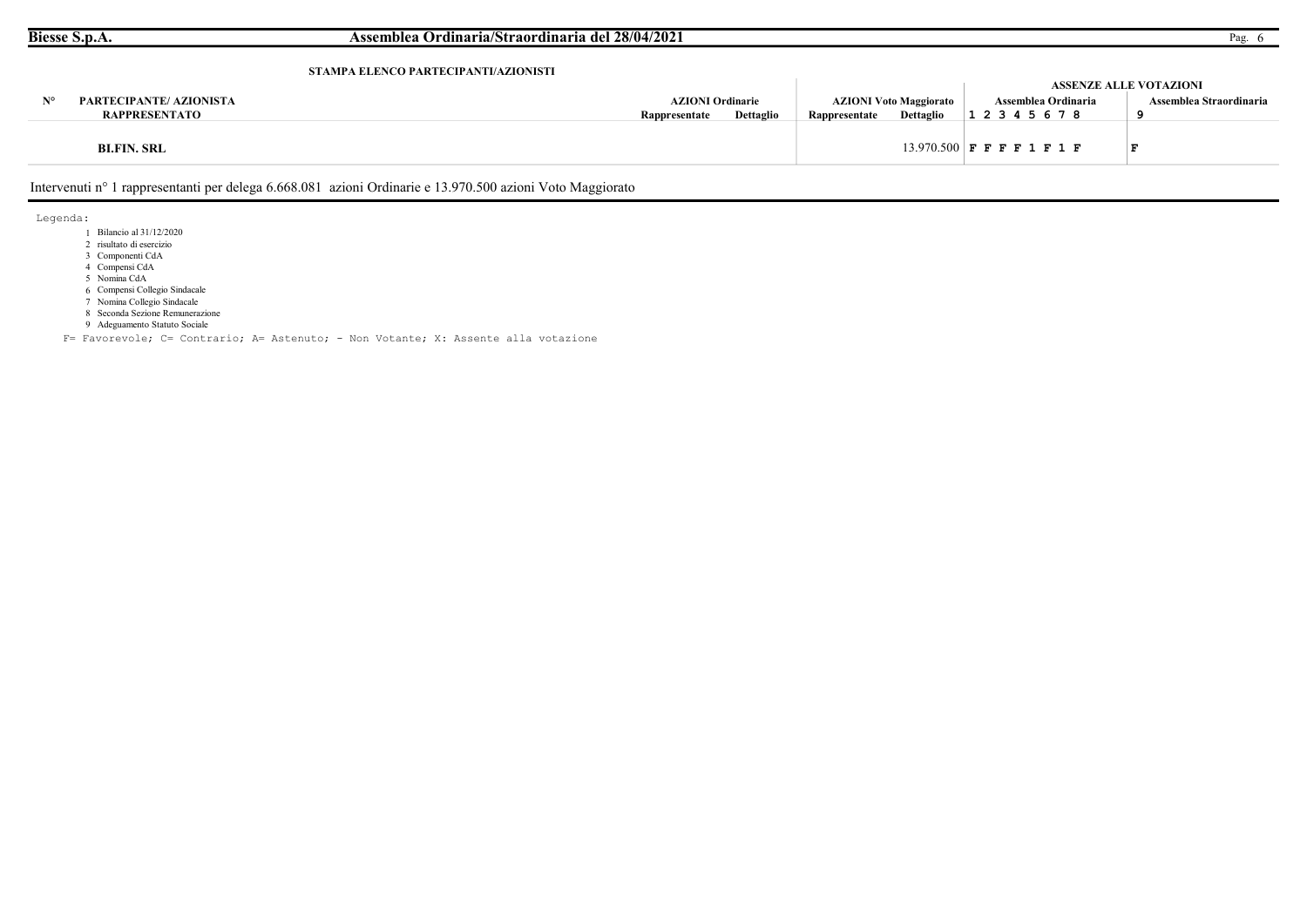### STAMPA ELENCO PARTECIPANTI/AZIONISTI

| N° | PARTECIPANTE/ AZIONISTA RAPPRESENTATO | AZIONI Ordinarie | | AZIONI Voto Maggiorato | | ASSENZE ALLE VOTAZIONI | |
|---|---|---|---|---|---|---|---|
| | | | | | | Assemblea Ordinaria | Assemblea Straordinaria |
| | | Rappresentate | Dettaglio | Rappresentate | Dettaglio | 1 2 3 4 5 6 7 8 | 9 |
| | BI.FIN. SRL | | | | 13.970.500 | F F F F 1 F 1 F | F |

Intervenuti n° 1 rappresentanti per delega 6.668.081 azioni Ordinarie e 13.970.500 azioni Voto Maggiorato

Legenda:

1 Bilancio al 31/12/2020
2 risultato di esercizio
3 Componenti CdA
4 Compensi CdA
5 Nomina CdA
6 Compensi Collegio Sindacale
7 Nomina Collegio Sindacale
8 Seconda Sezione Remunerazione
9 Adeguamento Statuto Sociale

F= Favorevole; C= Contrario; A= Astenuto; - Non Votante; X: Assente alla votazione